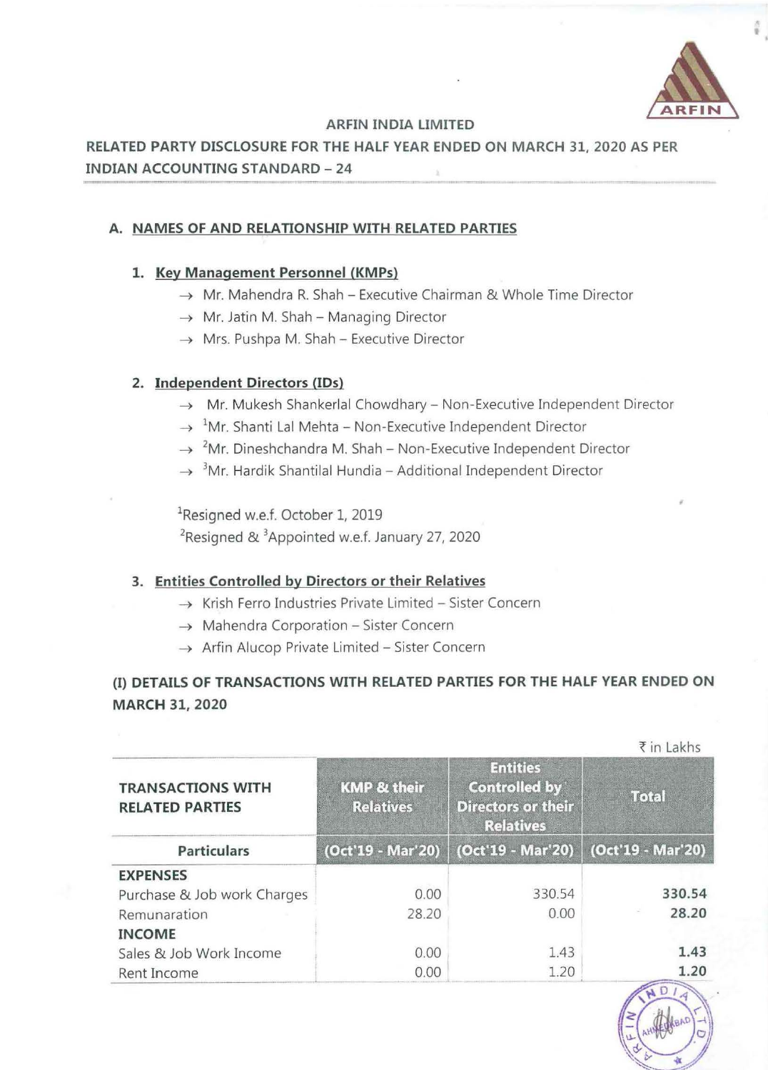ARFIN

# ARFIN INDIA LIMITED

## RELATED PARTY DISCLOSURE FOR THE HALF YEAR ENDED ON MARCH 31, 2020 AS PER INDIAN ACCOUNTING STANDARD – 24

### A. NAMES OF AND RELATIONSHIP WITH RELATED PARTIES

1. **Key Management Personnel (KMPs)**
   - → Mr. Mahendra R. Shah – Executive Chairman & Whole Time Director
   - → Mr. Jatin M. Shah – Managing Director
   - → Mrs. Pushpa M. Shah – Executive Director

2. **Independent Directors (IDs)**
   - → Mr. Mukesh Shankerlal Chowdhary – Non-Executive Independent Director
   - → [1]Mr. Shanti Lal Mehta – Non-Executive Independent Director
   - → [2]Mr. Dineshchandra M. Shah – Non-Executive Independent Director
   - → [3]Mr. Hardik Shantilal Hundia – Additional Independent Director

   [1]Resigned w.e.f. October 1, 2019
   [2]Resigned & [3]Appointed w.e.f. January 27, 2020

3. **Entities Controlled by Directors or their Relatives**
   - → Krish Ferro Industries Private Limited – Sister Concern
   - → Mahendra Corporation – Sister Concern
   - → Arfin Alucop Private Limited – Sister Concern

### (I) DETAILS OF TRANSACTIONS WITH RELATED PARTIES FOR THE HALF YEAR ENDED ON MARCH 31, 2020

₹ in Lakhs

| TRANSACTIONS WITH RELATED PARTIES | KMP & their Relatives | Entities Controlled by Directors or their Relatives | Total |
|---|---|---|---|
| **Particulars** | **(Oct'19 - Mar'20)** | **(Oct'19 - Mar'20)** | **(Oct'19 - Mar'20)** |
| **EXPENSES** | | | |
| Purchase & Job work Charges | 0.00 | 330.54 | **330.54** |
| Remunaration | 28.20 | 0.00 | **28.20** |
| **INCOME** | | | |
| Sales & Job Work Income | 0.00 | 1.43 | **1.43** |
| Rent Income | 0.00 | 1.20 | **1.20** |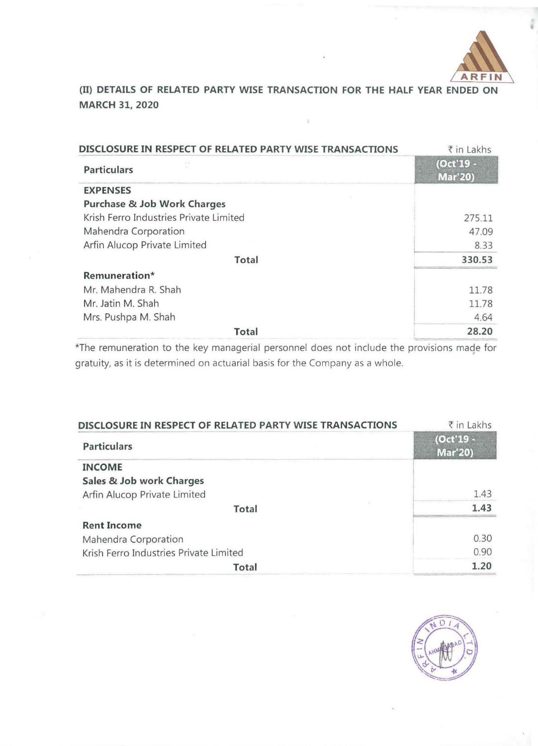## (II) DETAILS OF RELATED PARTY WISE TRANSACTION FOR THE HALF YEAR ENDED ON MARCH 31, 2020

**DISCLOSURE IN RESPECT OF RELATED PARTY WISE TRANSACTIONS** ₹ in Lakhs

| Particulars | (Oct'19 - Mar'20) |
|---|---|
| **EXPENSES** | |
| **Purchase & Job Work Charges** | |
| Krish Ferro Industries Private Limited | 275.11 |
| Mahendra Corporation | 47.09 |
| Arfin Alucop Private Limited | 8.33 |
| **Total** | **330.53** |
| **Remuneration*** | |
| Mr. Mahendra R. Shah | 11.78 |
| Mr. Jatin M. Shah | 11.78 |
| Mrs. Pushpa M. Shah | 4.64 |
| **Total** | **28.20** |

*The remuneration to the key managerial personnel does not include the provisions made for gratuity, as it is determined on actuarial basis for the Company as a whole.

**DISCLOSURE IN RESPECT OF RELATED PARTY WISE TRANSACTIONS** ₹ in Lakhs

| Particulars | (Oct'19 - Mar'20) |
|---|---|
| **INCOME** | |
| **Sales & Job work Charges** | |
| Arfin Alucop Private Limited | 1.43 |
| **Total** | **1.43** |
| **Rent Income** | |
| Mahendra Corporation | 0.30 |
| Krish Ferro Industries Private Limited | 0.90 |
| **Total** | **1.20** |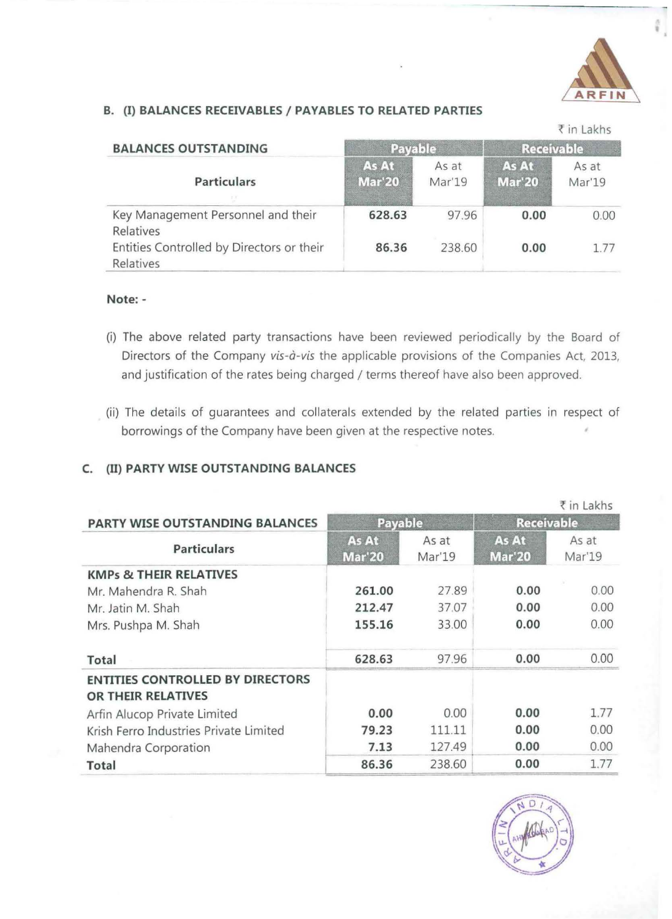## B. (I) BALANCES RECEIVABLES / PAYABLES TO RELATED PARTIES

₹ in Lakhs

| BALANCES OUTSTANDING | Payable | | Receivable | |
|---|---|---|---|---|
| Particulars | As At Mar'20 | As at Mar'19 | As At Mar'20 | As at Mar'19 |
| Key Management Personnel and their Relatives | **628.63** | 97.96 | **0.00** | 0.00 |
| Entities Controlled by Directors or their Relatives | **86.36** | 238.60 | **0.00** | 1.77 |

**Note: -**

(i) The above related party transactions have been reviewed periodically by the Board of Directors of the Company *vis-à-vis* the applicable provisions of the Companies Act, 2013, and justification of the rates being charged / terms thereof have also been approved.

(ii) The details of guarantees and collaterals extended by the related parties in respect of borrowings of the Company have been given at the respective notes.

## C. (II) PARTY WISE OUTSTANDING BALANCES

₹ in Lakhs

| PARTY WISE OUTSTANDING BALANCES | Payable | | Receivable | |
|---|---|---|---|---|
| Particulars | As At Mar'20 | As at Mar'19 | As At Mar'20 | As at Mar'19 |
| **KMPs & THEIR RELATIVES** | | | | |
| Mr. Mahendra R. Shah | **261.00** | 27.89 | **0.00** | 0.00 |
| Mr. Jatin M. Shah | **212.47** | 37.07 | **0.00** | 0.00 |
| Mrs. Pushpa M. Shah | **155.16** | 33.00 | **0.00** | 0.00 |
| **Total** | **628.63** | 97.96 | **0.00** | 0.00 |
| **ENTITIES CONTROLLED BY DIRECTORS OR THEIR RELATIVES** | | | | |
| Arfin Alucop Private Limited | **0.00** | 0.00 | **0.00** | 1.77 |
| Krish Ferro Industries Private Limited | **79.23** | 111.11 | **0.00** | 0.00 |
| Mahendra Corporation | **7.13** | 127.49 | **0.00** | 0.00 |
| **Total** | **86.36** | 238.60 | **0.00** | 1.77 |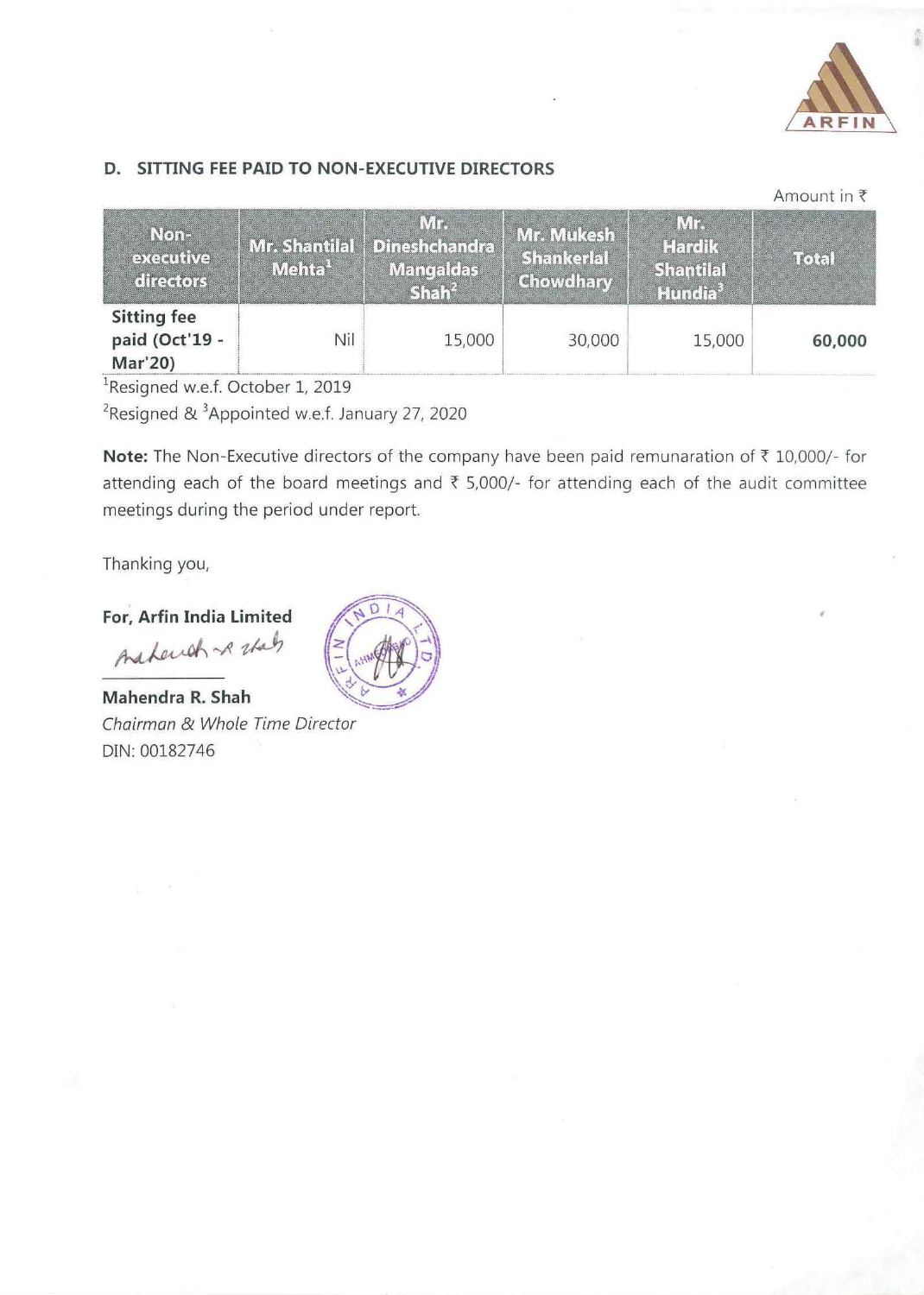### D. SITTING FEE PAID TO NON-EXECUTIVE DIRECTORS

Amount in ₹

| Non-executive directors | Mr. Shantilal Mehta[1] | Mr. Dineshchandra Mangaldas Shah[2] | Mr. Mukesh Shankerlal Chowdhary | Mr. Hardik Shantilal Hundia[3] | Total |
|---|---|---|---|---|---|
| **Sitting fee paid (Oct'19 - Mar'20)** | Nil | 15,000 | 30,000 | 15,000 | **60,000** |

[1]Resigned w.e.f. October 1, 2019

[2]Resigned & [3]Appointed w.e.f. January 27, 2020

**Note:** The Non-Executive directors of the company have been paid remunaration of ₹ 10,000/- for attending each of the board meetings and ₹ 5,000/- for attending each of the audit committee meetings during the period under report.

Thanking you,

**For, Arfin India Limited**

**Mahendra R. Shah**
*Chairman & Whole Time Director*
DIN: 00182746